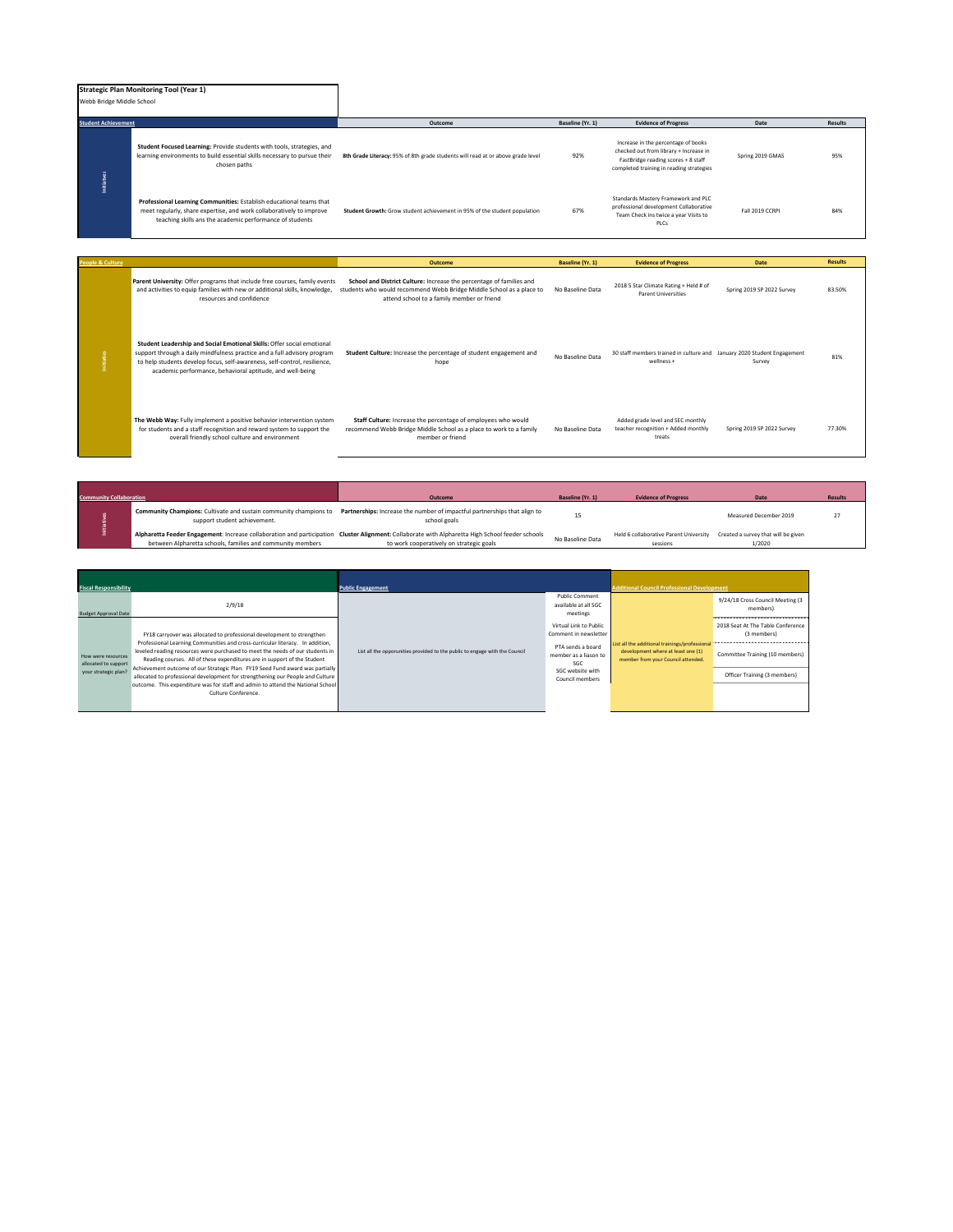# Strategic Plan Monitoring Tool (Year 1)

Webb Bridge Middle School

## Student Achievement

| | Initiatives | Outcome | Baseline (Yr. 1) | Evidence of Progress | Date | Results |
|---|---|---|---|---|---|---|
| Initiatives | **Student Focused Learning:** Provide students with tools, strategies, and learning environments to build essential skills necessary to pursue their chosen paths | **8th Grade Literacy:** 95% of 8th grade students will read at or above grade level | 92% | Increase in the percentage of books checked out from library + Increase in FastBridge reading scores + 8 staff completed training in reading strategies | Spring 2019 GMAS | 95% |
| | **Professional Learning Communities:** Establish educational teams that meet regularly, share expertise, and work collaboratively to improve teaching skills ans the academic performance of students | **Student Growth:** Grow student achievement in 95% of the student population | 67% | Standards Mastery Framework and PLC professional development Collaborative Team Check ins twice a year Visits to PLCs | Fall 2019 CCRPI | 84% |

## People & Culture

| | Initiatives | Outcome | Baseline (Yr. 1) | Evidence of Progress | Date | Results |
|---|---|---|---|---|---|---|
| Initiatives | **Parent University:** Offer programs that include free courses, family events and activities to equip families with new or additional skills, knowledge, resources and confidence | **School and District Culture:** Increase the percentage of families and students who would recommend Webb Bridge Middle School as a place to attend school to a family member or friend | No Baseline Data | 2018 5 Star Climate Rating + Held # of Parent Universities | Spring 2019 SP 2022 Survey | 83.50% |
| | **Student Leadership and Social Emotional Skills:** Offer social emotional support through a daily mindfulness practice and a full advisory program to help students develop focus, self-awareness, self-control, resilience, academic performance, behavioral aptitude, and well-being | **Student Culture:** Increase the percentage of student engagement and hope | No Baseline Data | 30 staff members trained in culture and wellness + | January 2020 Student Engagement Survey | 81% |
| | **The Webb Way:** Fully implement a positive behavior intervention system for students and a staff recognition and reward system to support the overall friendly school culture and environment | **Staff Culture:** Increase the percentage of employees who would recommend Webb Bridge Middle School as a place to work to a family member or friend | No Baseline Data | Added grade level and SEC monthly teacher recognition + Added monthly treats | Spring 2019 SP 2022 Survey | 77.30% |

## Community Collaboration

| | Initiatives | Outcome | Baseline (Yr. 1) | Evidence of Progress | Date | Results |
|---|---|---|---|---|---|---|
| Initiatives | **Community Champions:** Cultivate and sustain community champions to support student achievement. | **Partnerships:** Increase the number of impactful partnerships that align to school goals | 15 | | Measured December 2019 | 27 |
| | **Alpharetta Feeder Engagement**: Increase collaboration and participation between Alpharetta schools, families and community members | **Cluster Alignment:** Collaborate with Alpharetta High School feeder schools to work cooperatively on strategic goals | No Baseline Data | Held 6 collaborative Parent University sessions | Created a survey that will be given 1/2020 | |

## Fiscal Responsibility

| | |
|---|---|
| Budget Approval Date | 2/9/18 |
| How were resources allocated to support your strategic plan? | FY18 carryover was allocated to professional development to strengthen Professional Learning Communities and cross-curricular literacy. In addition, leveled reading resources were purchased to meet the needs of our students in Reading courses. All of these expenditures are in support of the Student Achievement outcome of our Strategic Plan. FY19 Seed Fund award was partially allocated to professional development for strengthening our People and Culture outcome. This expenditure was for staff and admin to attend the National School Culture Conference. |

## Public Engagement

| List all the opportunities provided to the public to engage with the Council | |
|---|---|
| | Public Comment available at all SGC meetings |
| | Virtual Link to Public Comment in newsletter |
| | PTA sends a board member as a liason to SGC |
| | SGC website with Council members |

## Additional Council Professional Development

| List all the additional trainings/professional development where at least one (1) member from your Council attended. | |
|---|---|
| | 9/24/18 Cross Council Meeting (3 members) |
| | 2018 Seat At The Table Conference (3 members) |
| | Committee Training (10 members) |
| | Officer Training (3 members) |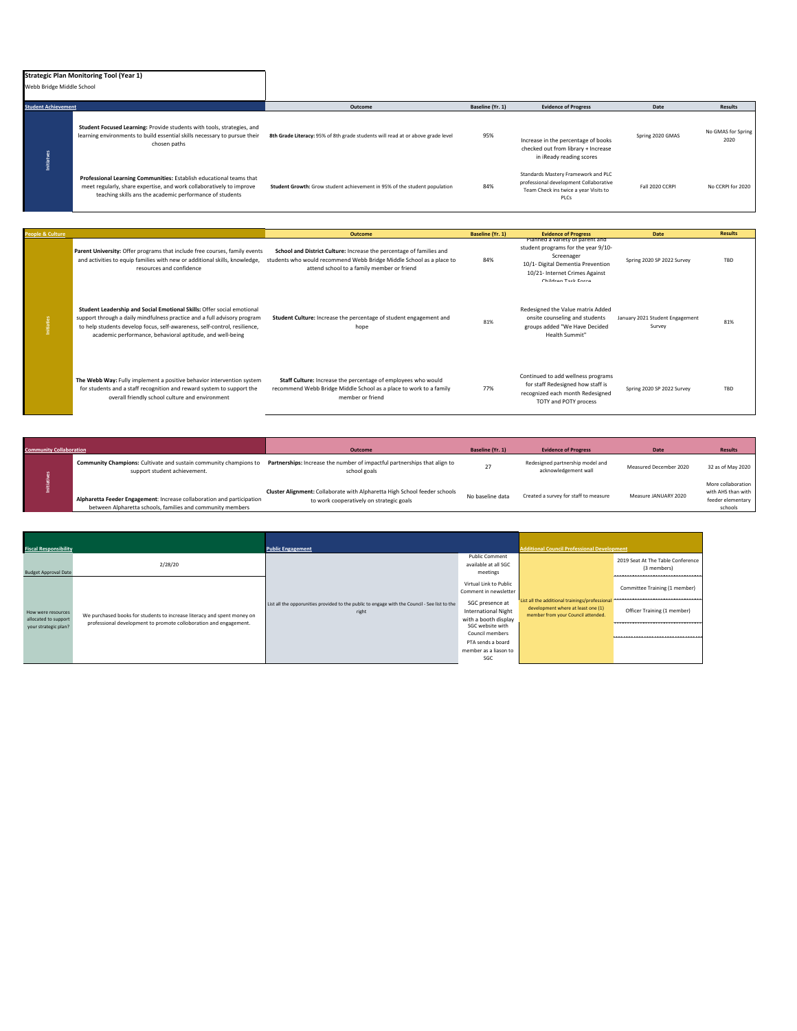**Strategic Plan Monitoring Tool (Year 1)**

Webb Bridge Middle School

| Student Achievement | | Outcome | Baseline (Yr. 1) | Evidence of Progress | Date | Results |
|---|---|---|---|---|---|---|
| Initiatives | **Student Focused Learning:** Provide students with tools, strategies, and learning environments to build essential skills necessary to pursue their chosen paths | **8th Grade Literacy:** 95% of 8th grade students will read at or above grade level | 95% | Increase in the percentage of books checked out from library + Increase in iReady reading scores | Spring 2020 GMAS | No GMAS for Spring 2020 |
| | **Professional Learning Communities:** Establish educational teams that meet regularly, share expertise, and work collaboratively to improve teaching skills ans the academic performance of students | **Student Growth:** Grow student achievement in 95% of the student population | 84% | Standards Mastery Framework and PLC professional development Collaborative Team Check ins twice a year Visits to PLCs | Fall 2020 CCRPI | No CCRPI for 2020 |

| People & Culture | | Outcome | Baseline (Yr. 1) | Evidence of Progress | Date | Results |
|---|---|---|---|---|---|---|
| Initiatives | **Parent University:** Offer programs that include free courses, family events and activities to equip families with new or additional skills, knowledge, resources and confidence | **School and District Culture:** Increase the percentage of families and students who would recommend Webb Bridge Middle School as a place to attend school to a family member or friend | 84% | Planned a variety of parent and student programs for the year 9/10- Screenager 10/1- Digital Dementia Prevention 10/21- Internet Crimes Against Children Task Force | Spring 2020 SP 2022 Survey | TBD |
| | **Student Leadership and Social Emotional Skills:** Offer social emotional support through a daily mindfulness practice and a full advisory program to help students develop focus, self-awareness, self-control, resilience, academic performance, behavioral aptitude, and well-being | **Student Culture:** Increase the percentage of student engagement and hope | 81% | Redesigned the Value matrix Added onsite counseling and students groups added "We Have Decided Health Summit" | January 2021 Student Engagement Survey | 81% |
| | **The Webb Way:** Fully implement a positive behavior intervention system for students and a staff recognition and reward system to support the overall friendly school culture and environment | **Staff Culture:** Increase the percentage of employees who would recommend Webb Bridge Middle School as a place to work to a family member or friend | 77% | Continued to add wellness programs for staff Redesigned how staff is recognized each month Redesigned TOTY and POTY process | Spring 2020 SP 2022 Survey | TBD |

| Community Collaboration | | Outcome | Baseline (Yr. 1) | Evidence of Progress | Date | Results |
|---|---|---|---|---|---|---|
| Initiatives | **Community Champions:** Cultivate and sustain community champions to support student achievement. | **Partnerships:** Increase the number of impactful partnerships that align to school goals | 27 | Redesigned partnership model and acknowledgement wall | Measured December 2020 | 32 as of May 2020 |
| | **Alpharetta Feeder Engagement**: Increase collaboration and participation between Alpharetta schools, families and community members | **Cluster Alignment:** Collaborate with Alpharetta High School feeder schools to work cooperatively on strategic goals | No baseline data | Created a survey for staff to measure | Measure JANUARY 2020 | More collaboration with AHS than with feeder elementary schools |

| Fiscal Responsibility | | Public Engagement | | Additional Council Professional Development | |
|---|---|---|---|---|---|
| Budget Approval Date | 2/28/20 | List all the opporunities provided to the public to engage with the Council - See list to the right | Public Comment available at all SGC meetings | List all the additional trainings/professional development where at least one (1) member from your Council attended. | 2019 Seat At The Table Conference (3 members) |
| How were resources allocated to support your strategic plan? | We purchased books for students to increase literacy and spent money on professional development to promote collaboration and engagement. | | Virtual Link to Public Comment in newsletter | | Committee Training (1 member) |
| | | | SGC presence at International Night with a booth display | | Officer Training (1 member) |
| | | | SGC website with Council members | | |
| | | | PTA sends a board member as a liason to SGC | | |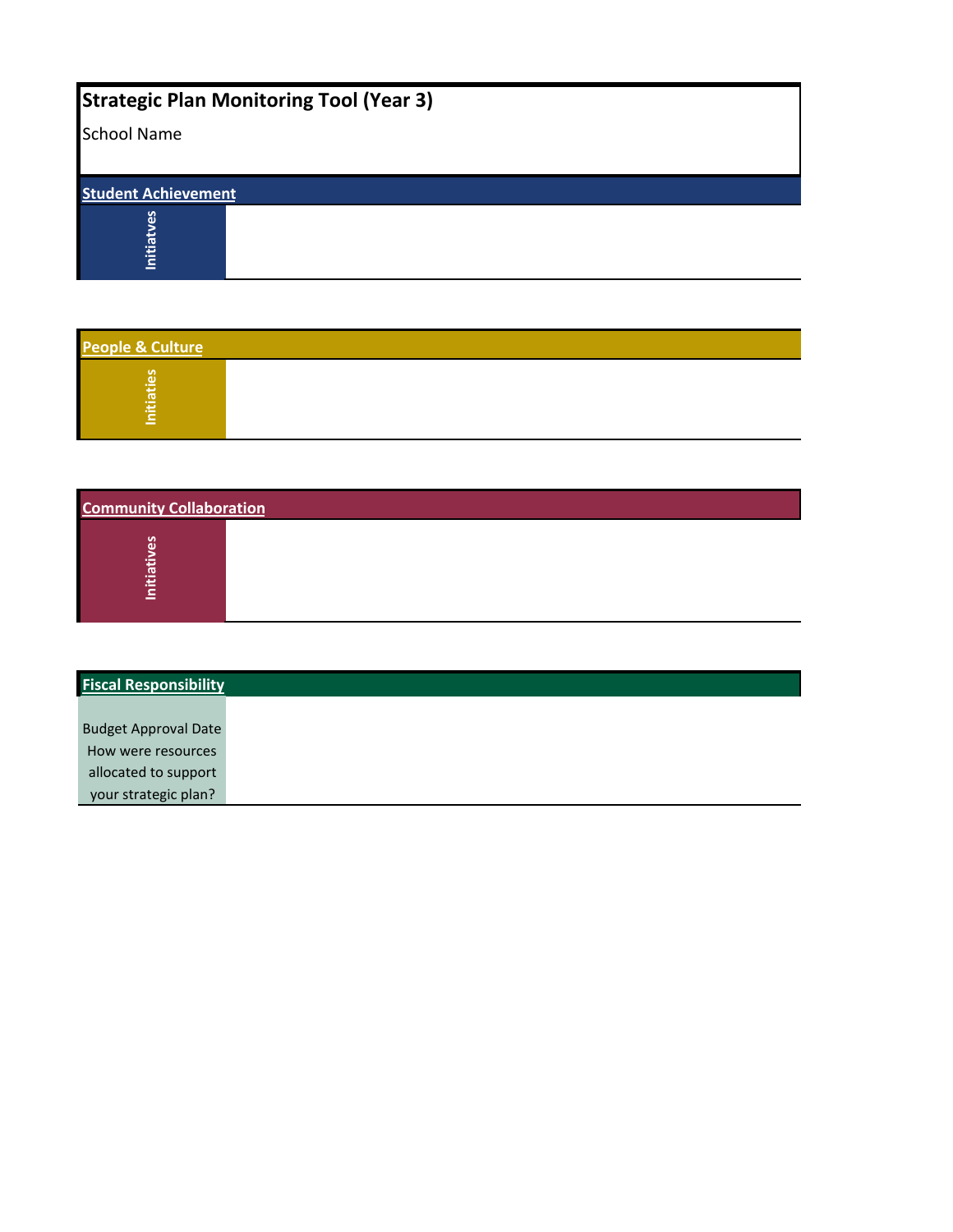# Strategic Plan Monitoring Tool (Year 3)

School Name

## Student Achievement

| Initiatves | |
|---|---|

## People & Culture

| Initiaties | |
|---|---|

## Community Collaboration

| Initiatives | |
|---|---|

## Fiscal Responsibility

| Budget Approval Date How were resources allocated to support your strategic plan? | |
|---|---|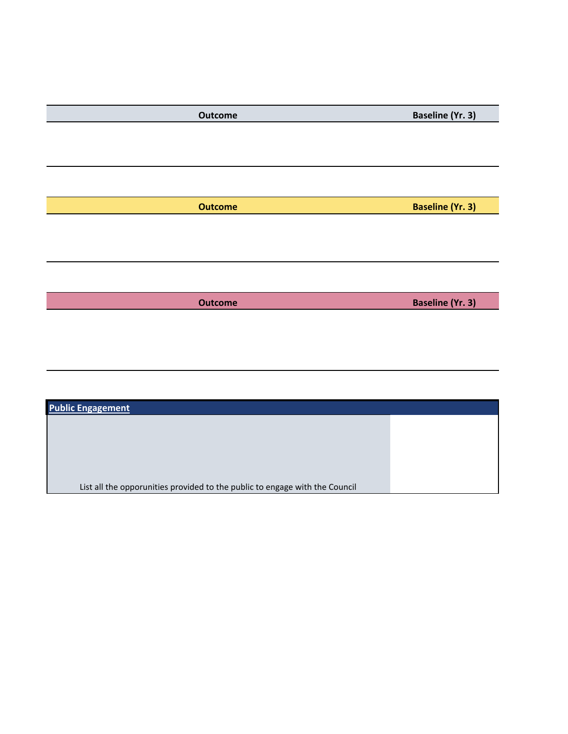| Outcome | Baseline (Yr. 3) |
| --- | --- |
| | |

| Outcome | Baseline (Yr. 3) |
| --- | --- |
| | |

| Outcome | Baseline (Yr. 3) |
| --- | --- |
| | |

## Public Engagement

| | |
| --- | --- |
| List all the opporunities provided to the public to engage with the Council | |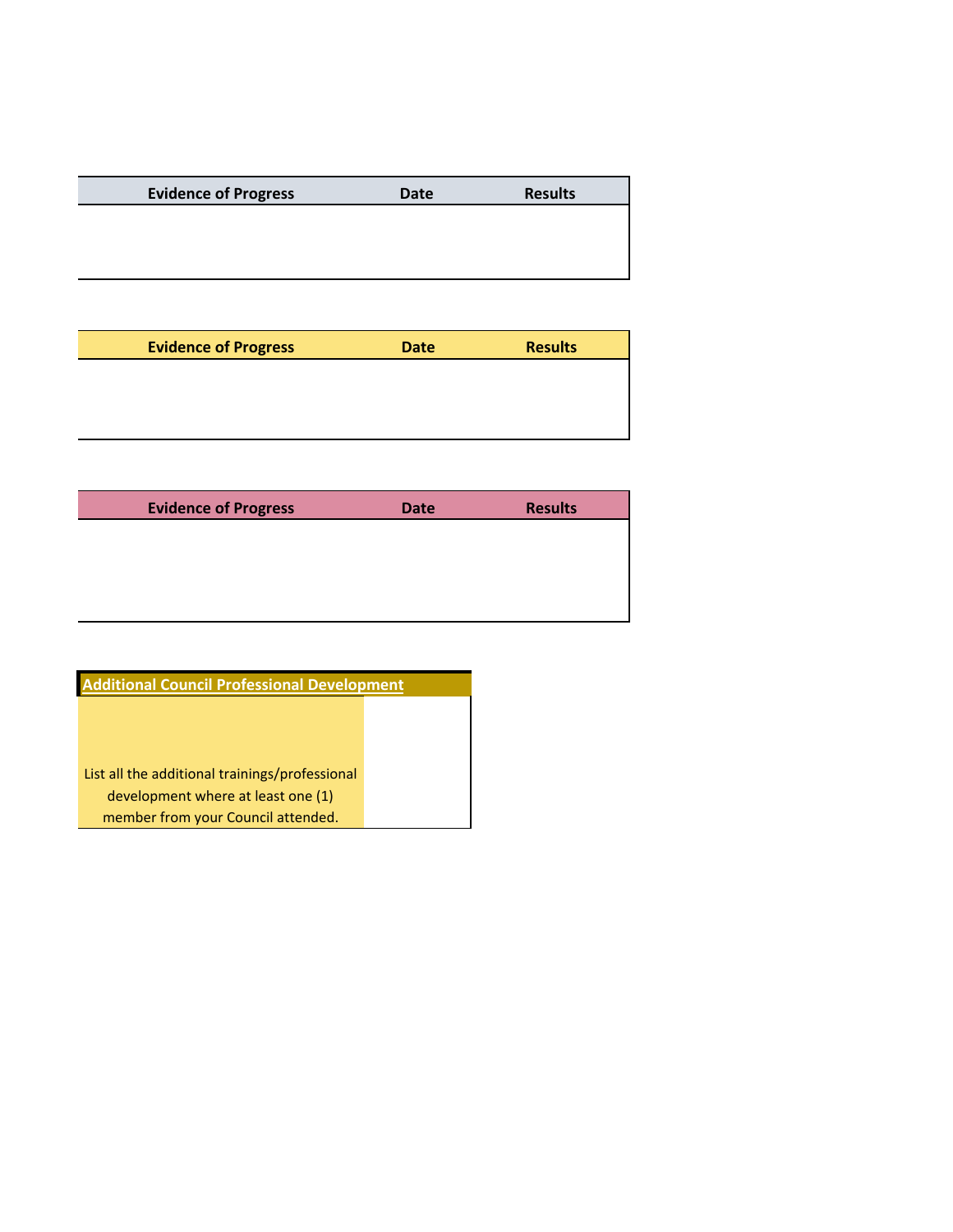| Evidence of Progress | Date | Results |
| --- | --- | --- |
| | | |

| Evidence of Progress | Date | Results |
| --- | --- | --- |
| | | |

| Evidence of Progress | Date | Results |
| --- | --- | --- |
| | | |

| Additional Council Professional Development | |
| --- | --- |
| List all the additional trainings/professional development where at least one (1) member from your Council attended. | |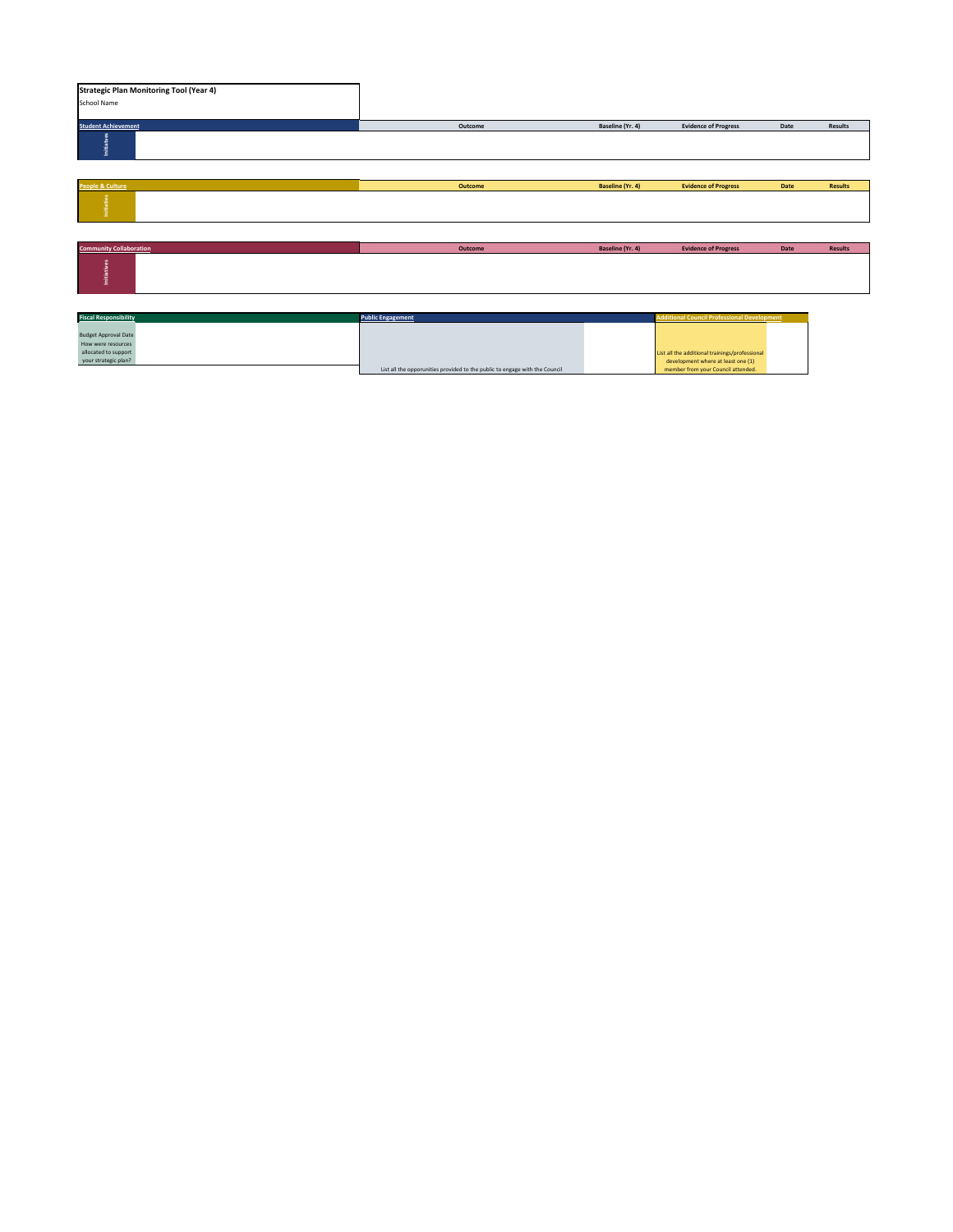**Strategic Plan Monitoring Tool (Year 4)**

School Name

| Student Achievement | | Outcome | Baseline (Yr. 4) | Evidence of Progress | Date | Results |
|---|---|---|---|---|---|---|
| Initiatives | | | | | | |

| People & Culture | | Outcome | Baseline (Yr. 4) | Evidence of Progress | Date | Results |
|---|---|---|---|---|---|---|
| Initiatives | | | | | | |

| Community Collaboration | | Outcome | Baseline (Yr. 4) | Evidence of Progress | Date | Results |
|---|---|---|---|---|---|---|
| Initiatives | | | | | | |

| Fiscal Responsibility | |
|---|---|
| Budget Approval Date | |
| How were resources allocated to support your strategic plan? | |

| Public Engagement | |
|---|---|
| List all the opporunities provided to the public to engage with the Council | |

| Additional Council Professional Development | |
|---|---|
| List all the additional trainings/professional development where at least one (1) member from your Council attended. | |